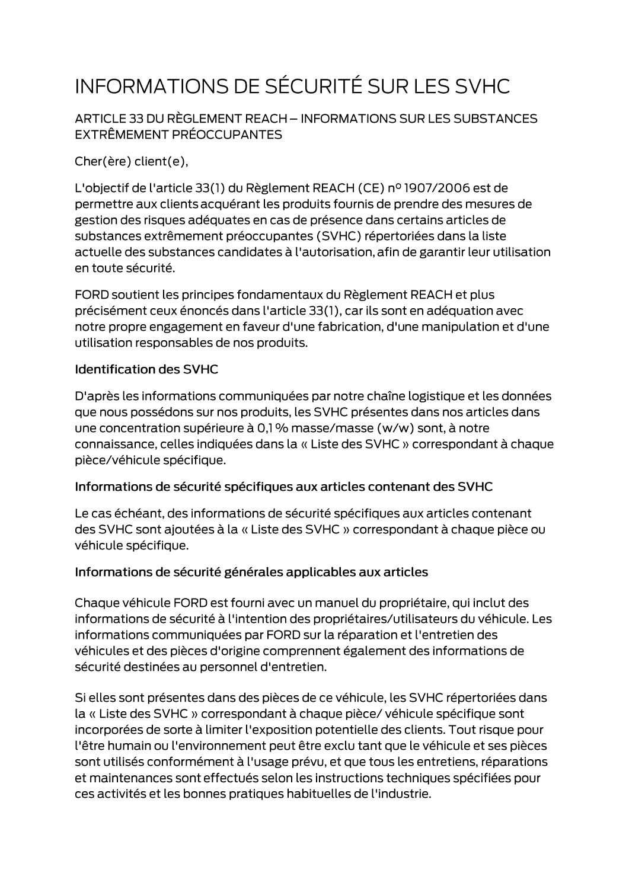# INFORMATIONS DE SÉCURITÉ SUR LES SVHC

## ARTICLE 33 DU RÈGLEMENT REACH – INFORMATIONS SUR LES SUBSTANCES EXTRÊMEMENT PRÉOCCUPANTES

Cher(ère) client(e),

L'objectif de l'article 33(1) du Règlement REACH (CE) nº 1907/2006 est de permettre aux clients acquérant les produits fournis de prendre des mesures de gestion des risques adéquates en cas de présence dans certains articles de substances extrêmement préoccupantes (SVHC) répertoriées dans la liste actuelle des substances candidates à l'autorisation, afin de garantir leur utilisation en toute sécurité.

FORD soutient les principes fondamentaux du Règlement REACH et plus précisément ceux énoncés dans l'article 33(1), car ils sont en adéquation avec notre propre engagement en faveur d'une fabrication, d'une manipulation et d'une utilisation responsables de nos produits.

### Identification des SVHC

D'après les informations communiquées par notre chaîne logistique et les données que nous possédons sur nos produits, les SVHC présentes dans nos articles dans une concentration supérieure à 0,1 % masse/masse (w/w) sont, à notre connaissance, celles indiquées dans la « Liste des SVHC » correspondant à chaque pièce/véhicule spécifique.

### Informations de sécurité spécifiques aux articles contenant des SVHC

Le cas échéant, des informations de sécurité spécifiques aux articles contenant des SVHC sont ajoutées à la « Liste des SVHC » correspondant à chaque pièce ou véhicule spécifique.

### Informations de sécurité générales applicables aux articles

Chaque véhicule FORD est fourni avec un manuel du propriétaire, qui inclut des informations de sécurité à l'intention des propriétaires/utilisateurs du véhicule. Les informations communiquées par FORD sur la réparation et l'entretien des véhicules et des pièces d'origine comprennent également des informations de sécurité destinées au personnel d'entretien.

Si elles sont présentes dans des pièces de ce véhicule, les SVHC répertoriées dans la « Liste des SVHC » correspondant à chaque pièce/ véhicule spécifique sont incorporées de sorte à limiter l'exposition potentielle des clients. Tout risque pour l'être humain ou l'environnement peut être exclu tant que le véhicule et ses pièces sont utilisés conformément à l'usage prévu, et que tous les entretiens, réparations et maintenances sont effectués selon les instructions techniques spécifiées pour ces activités et les bonnes pratiques habituelles de l'industrie.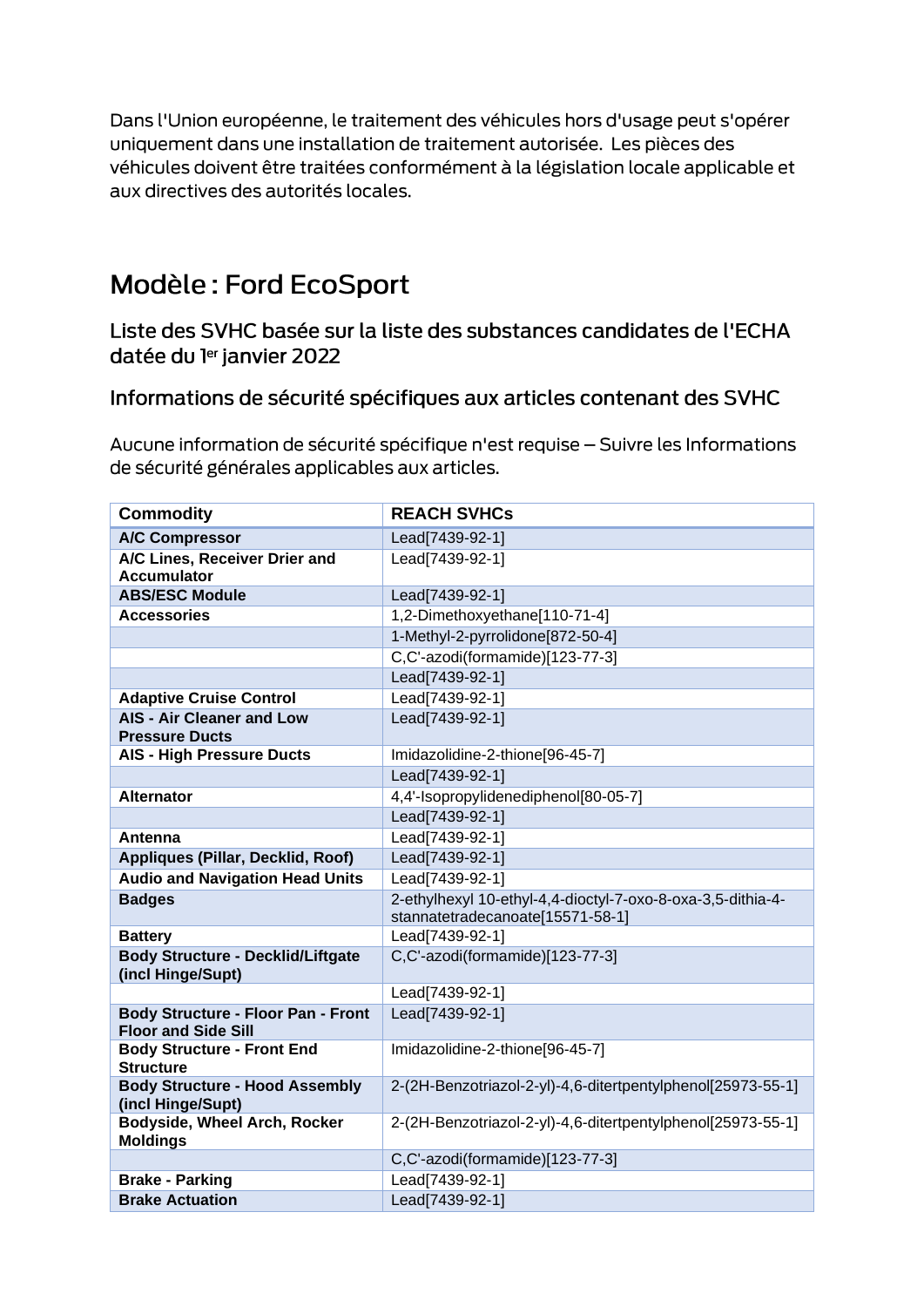Dans l'Union européenne, le traitement des véhicules hors d'usage peut s'opérer uniquement dans une installation de traitement autorisée. Les pièces des véhicules doivent être traitées conformément à la législation locale applicable et aux directives des autorités locales.

# Modèle : Ford EcoSport

## Liste des SVHC basée sur la liste des substances candidates de l'ECHA datée du 1er janvier 2022

## Informations de sécurité spécifiques aux articles contenant des SVHC

Aucune information de sécurité spécifique n'est requise – Suivre les Informations de sécurité générales applicables aux articles.

| Commodity | REACH SVHCs |
|---|---|
| **A/C Compressor** | Lead[7439-92-1] |
| **A/C Lines, Receiver Drier and Accumulator** | Lead[7439-92-1] |
| **ABS/ESC Module** | Lead[7439-92-1] |
| **Accessories** | 1,2-Dimethoxyethane[110-71-4] |
| | 1-Methyl-2-pyrrolidone[872-50-4] |
| | C,C'-azodi(formamide)[123-77-3] |
| | Lead[7439-92-1] |
| **Adaptive Cruise Control** | Lead[7439-92-1] |
| **AIS - Air Cleaner and Low Pressure Ducts** | Lead[7439-92-1] |
| **AIS - High Pressure Ducts** | Imidazolidine-2-thione[96-45-7] |
| | Lead[7439-92-1] |
| **Alternator** | 4,4'-Isopropylidenediphenol[80-05-7] |
| | Lead[7439-92-1] |
| **Antenna** | Lead[7439-92-1] |
| **Appliques (Pillar, Decklid, Roof)** | Lead[7439-92-1] |
| **Audio and Navigation Head Units** | Lead[7439-92-1] |
| **Badges** | 2-ethylhexyl 10-ethyl-4,4-dioctyl-7-oxo-8-oxa-3,5-dithia-4-stannatetradecanoate[15571-58-1] |
| **Battery** | Lead[7439-92-1] |
| **Body Structure - Decklid/Liftgate (incl Hinge/Supt)** | C,C'-azodi(formamide)[123-77-3] |
| | Lead[7439-92-1] |
| **Body Structure - Floor Pan - Front Floor and Side Sill** | Lead[7439-92-1] |
| **Body Structure - Front End Structure** | Imidazolidine-2-thione[96-45-7] |
| **Body Structure - Hood Assembly (incl Hinge/Supt)** | 2-(2H-Benzotriazol-2-yl)-4,6-ditertpentylphenol[25973-55-1] |
| **Bodyside, Wheel Arch, Rocker Moldings** | 2-(2H-Benzotriazol-2-yl)-4,6-ditertpentylphenol[25973-55-1] |
| | C,C'-azodi(formamide)[123-77-3] |
| **Brake - Parking** | Lead[7439-92-1] |
| **Brake Actuation** | Lead[7439-92-1] |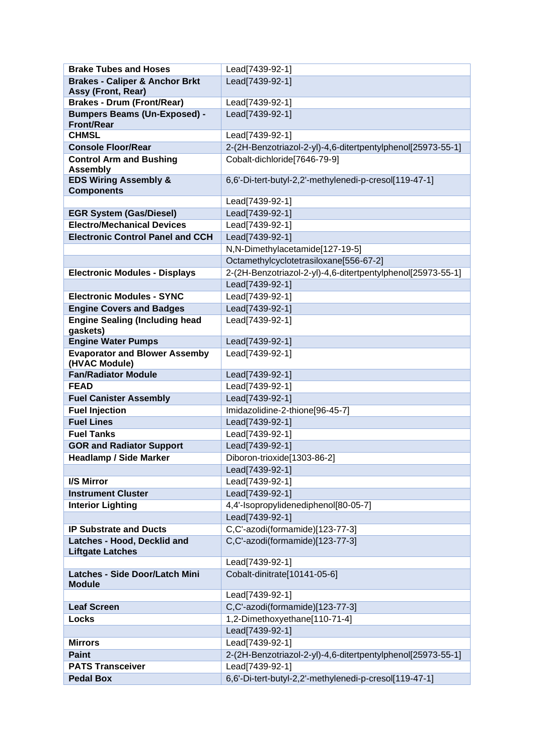| **Brake Tubes and Hoses** | Lead[7439-92-1] |
|---|---|
| **Brakes - Caliper & Anchor Brkt Assy (Front, Rear)** | Lead[7439-92-1] |
| **Brakes - Drum (Front/Rear)** | Lead[7439-92-1] |
| **Bumpers Beams (Un-Exposed) - Front/Rear** | Lead[7439-92-1] |
| **CHMSL** | Lead[7439-92-1] |
| **Console Floor/Rear** | 2-(2H-Benzotriazol-2-yl)-4,6-ditertpentylphenol[25973-55-1] |
| **Control Arm and Bushing Assembly** | Cobalt-dichloride[7646-79-9] |
| **EDS Wiring Assembly & Components** | 6,6'-Di-tert-butyl-2,2'-methylenedi-p-cresol[119-47-1] |
| | Lead[7439-92-1] |
| **EGR System (Gas/Diesel)** | Lead[7439-92-1] |
| **Electro/Mechanical Devices** | Lead[7439-92-1] |
| **Electronic Control Panel and CCH** | Lead[7439-92-1] |
| | N,N-Dimethylacetamide[127-19-5] |
| | Octamethylcyclotetrasiloxane[556-67-2] |
| **Electronic Modules - Displays** | 2-(2H-Benzotriazol-2-yl)-4,6-ditertpentylphenol[25973-55-1] |
| | Lead[7439-92-1] |
| **Electronic Modules - SYNC** | Lead[7439-92-1] |
| **Engine Covers and Badges** | Lead[7439-92-1] |
| **Engine Sealing (Including head gaskets)** | Lead[7439-92-1] |
| **Engine Water Pumps** | Lead[7439-92-1] |
| **Evaporator and Blower Assemby (HVAC Module)** | Lead[7439-92-1] |
| **Fan/Radiator Module** | Lead[7439-92-1] |
| **FEAD** | Lead[7439-92-1] |
| **Fuel Canister Assembly** | Lead[7439-92-1] |
| **Fuel Injection** | Imidazolidine-2-thione[96-45-7] |
| **Fuel Lines** | Lead[7439-92-1] |
| **Fuel Tanks** | Lead[7439-92-1] |
| **GOR and Radiator Support** | Lead[7439-92-1] |
| **Headlamp / Side Marker** | Diboron-trioxide[1303-86-2] |
| | Lead[7439-92-1] |
| **I/S Mirror** | Lead[7439-92-1] |
| **Instrument Cluster** | Lead[7439-92-1] |
| **Interior Lighting** | 4,4'-Isopropylidenediphenol[80-05-7] |
| | Lead[7439-92-1] |
| **IP Substrate and Ducts** | C,C'-azodi(formamide)[123-77-3] |
| **Latches - Hood, Decklid and Liftgate Latches** | C,C'-azodi(formamide)[123-77-3] |
| | Lead[7439-92-1] |
| **Latches - Side Door/Latch Mini Module** | Cobalt-dinitrate[10141-05-6] |
| | Lead[7439-92-1] |
| **Leaf Screen** | C,C'-azodi(formamide)[123-77-3] |
| **Locks** | 1,2-Dimethoxyethane[110-71-4] |
| | Lead[7439-92-1] |
| **Mirrors** | Lead[7439-92-1] |
| **Paint** | 2-(2H-Benzotriazol-2-yl)-4,6-ditertpentylphenol[25973-55-1] |
| **PATS Transceiver** | Lead[7439-92-1] |
| **Pedal Box** | 6,6'-Di-tert-butyl-2,2'-methylenedi-p-cresol[119-47-1] |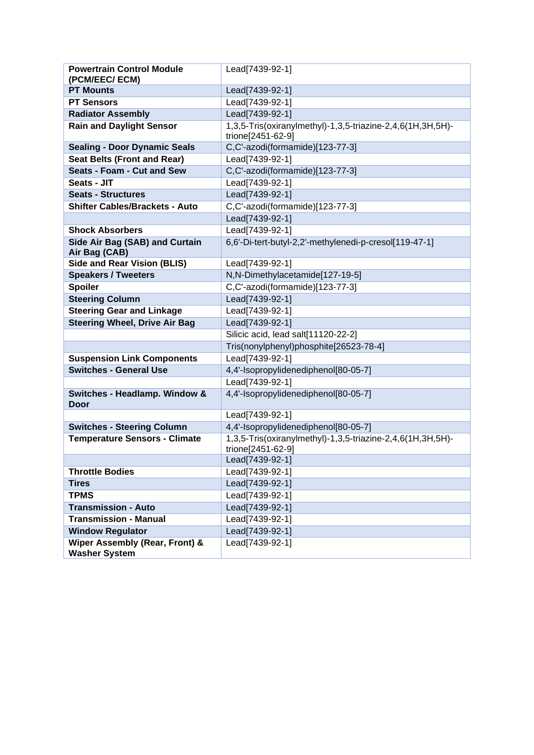| | |
|---|---|
| **Powertrain Control Module (PCM/EEC/ ECM)** | Lead[7439-92-1] |
| **PT Mounts** | Lead[7439-92-1] |
| **PT Sensors** | Lead[7439-92-1] |
| **Radiator Assembly** | Lead[7439-92-1] |
| **Rain and Daylight Sensor** | 1,3,5-Tris(oxiranylmethyl)-1,3,5-triazine-2,4,6(1H,3H,5H)-trione[2451-62-9] |
| **Sealing - Door Dynamic Seals** | C,C'-azodi(formamide)[123-77-3] |
| **Seat Belts (Front and Rear)** | Lead[7439-92-1] |
| **Seats - Foam - Cut and Sew** | C,C'-azodi(formamide)[123-77-3] |
| **Seats - JIT** | Lead[7439-92-1] |
| **Seats - Structures** | Lead[7439-92-1] |
| **Shifter Cables/Brackets - Auto** | C,C'-azodi(formamide)[123-77-3] |
| | Lead[7439-92-1] |
| **Shock Absorbers** | Lead[7439-92-1] |
| **Side Air Bag (SAB) and Curtain Air Bag (CAB)** | 6,6'-Di-tert-butyl-2,2'-methylenedi-p-cresol[119-47-1] |
| **Side and Rear Vision (BLIS)** | Lead[7439-92-1] |
| **Speakers / Tweeters** | N,N-Dimethylacetamide[127-19-5] |
| **Spoiler** | C,C'-azodi(formamide)[123-77-3] |
| **Steering Column** | Lead[7439-92-1] |
| **Steering Gear and Linkage** | Lead[7439-92-1] |
| **Steering Wheel, Drive Air Bag** | Lead[7439-92-1] |
| | Silicic acid, lead salt[11120-22-2] |
| | Tris(nonylphenyl)phosphite[26523-78-4] |
| **Suspension Link Components** | Lead[7439-92-1] |
| **Switches - General Use** | 4,4'-Isopropylidenediphenol[80-05-7] |
| | Lead[7439-92-1] |
| **Switches - Headlamp. Window & Door** | 4,4'-Isopropylidenediphenol[80-05-7] |
| | Lead[7439-92-1] |
| **Switches - Steering Column** | 4,4'-Isopropylidenediphenol[80-05-7] |
| **Temperature Sensors - Climate** | 1,3,5-Tris(oxiranylmethyl)-1,3,5-triazine-2,4,6(1H,3H,5H)-trione[2451-62-9] |
| | Lead[7439-92-1] |
| **Throttle Bodies** | Lead[7439-92-1] |
| **Tires** | Lead[7439-92-1] |
| **TPMS** | Lead[7439-92-1] |
| **Transmission - Auto** | Lead[7439-92-1] |
| **Transmission - Manual** | Lead[7439-92-1] |
| **Window Regulator** | Lead[7439-92-1] |
| **Wiper Assembly (Rear, Front) & Washer System** | Lead[7439-92-1] |